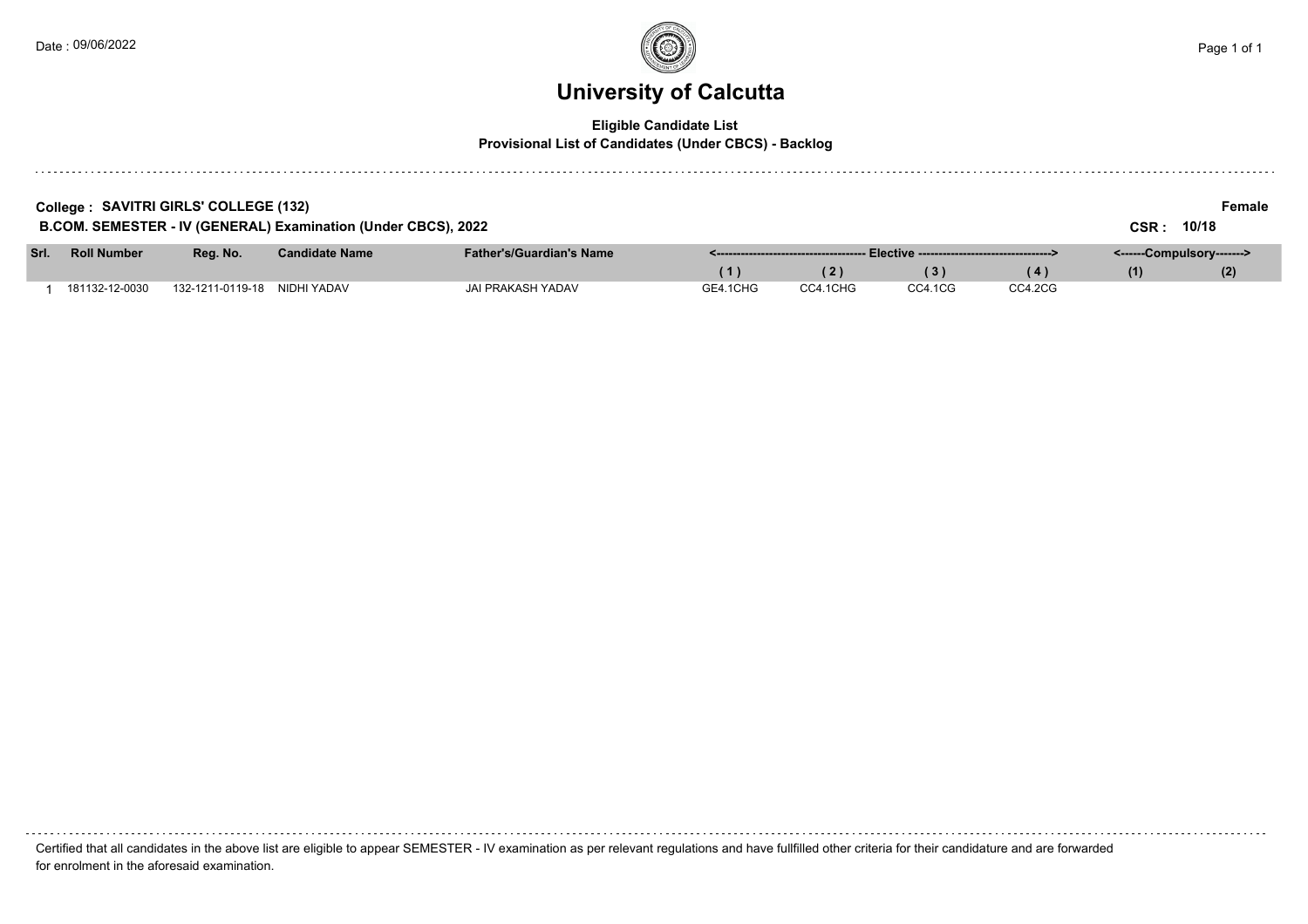# University of Calcutta

**Eligible Candidate List**
**Provisional List of Candidates (Under CBCS) - Backlog**

**College : SAVITRI GIRLS' COLLEGE (132)** **Female**

**B.COM. SEMESTER - IV (GENERAL) Examination (Under CBCS), 2022** **CSR : 10/18**

| Srl. | Roll Number | Reg. No. | Candidate Name | Father's/Guardian's Name | Elective | | | | Compulsory | |
|---|---|---|---|---|---|---|---|---|---|---|
| | | | | | (1) | (2) | (3) | (4) | (1) | (2) |
| 1 | 181132-12-0030 | 132-1211-0119-18 | NIDHI YADAV | JAI PRAKASH YADAV | GE4.1CHG | CC4.1CHG | CC4.1CG | CC4.2CG | | |

Certified that all candidates in the above list are eligible to appear SEMESTER - IV examination as per relevant regulations and have fullfilled other criteria for their candidature and are forwarded for enrolment in the aforesaid examination.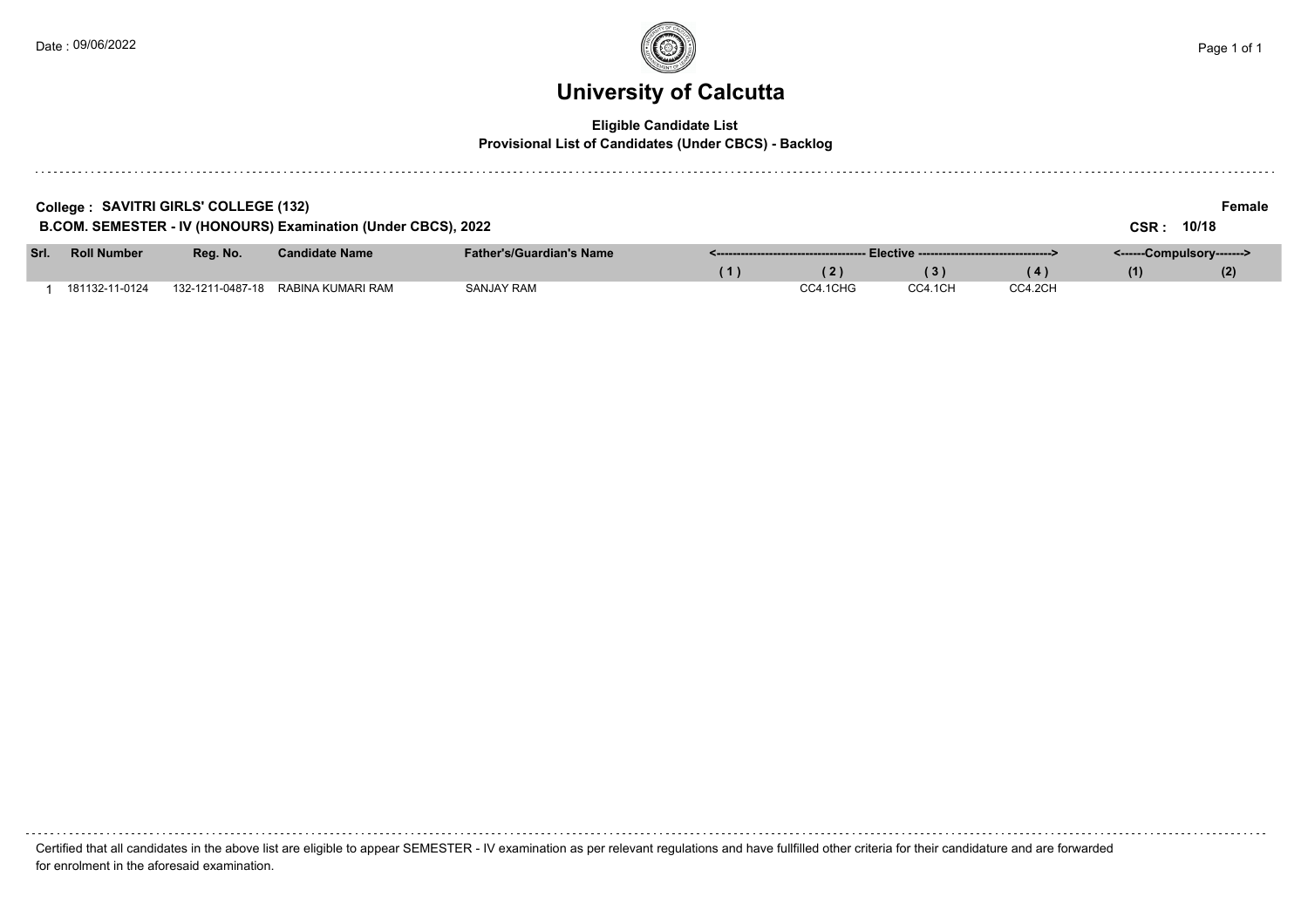# University of Calcutta

**Eligible Candidate List**
**Provisional List of Candidates (Under CBCS) - Backlog**

**College : SAVITRI GIRLS' COLLEGE (132)** — **Female**

**B.COM. SEMESTER - IV (HONOURS) Examination (Under CBCS), 2022** — **CSR : 10/18**

| Srl. | Roll Number | Reg. No. | Candidate Name | Father's/Guardian's Name | Elective (1) | Elective (2) | Elective (3) | Elective (4) | Compulsory (1) | Compulsory (2) |
|---|---|---|---|---|---|---|---|---|---|---|
| 1 | 181132-11-0124 | 132-1211-0487-18 | RABINA KUMARI RAM | SANJAY RAM | | CC4.1CHG | CC4.1CH | CC4.2CH | | |

Certified that all candidates in the above list are eligible to appear SEMESTER - IV examination as per relevant regulations and have fullfilled other criteria for their candidature and are forwarded for enrolment in the aforesaid examination.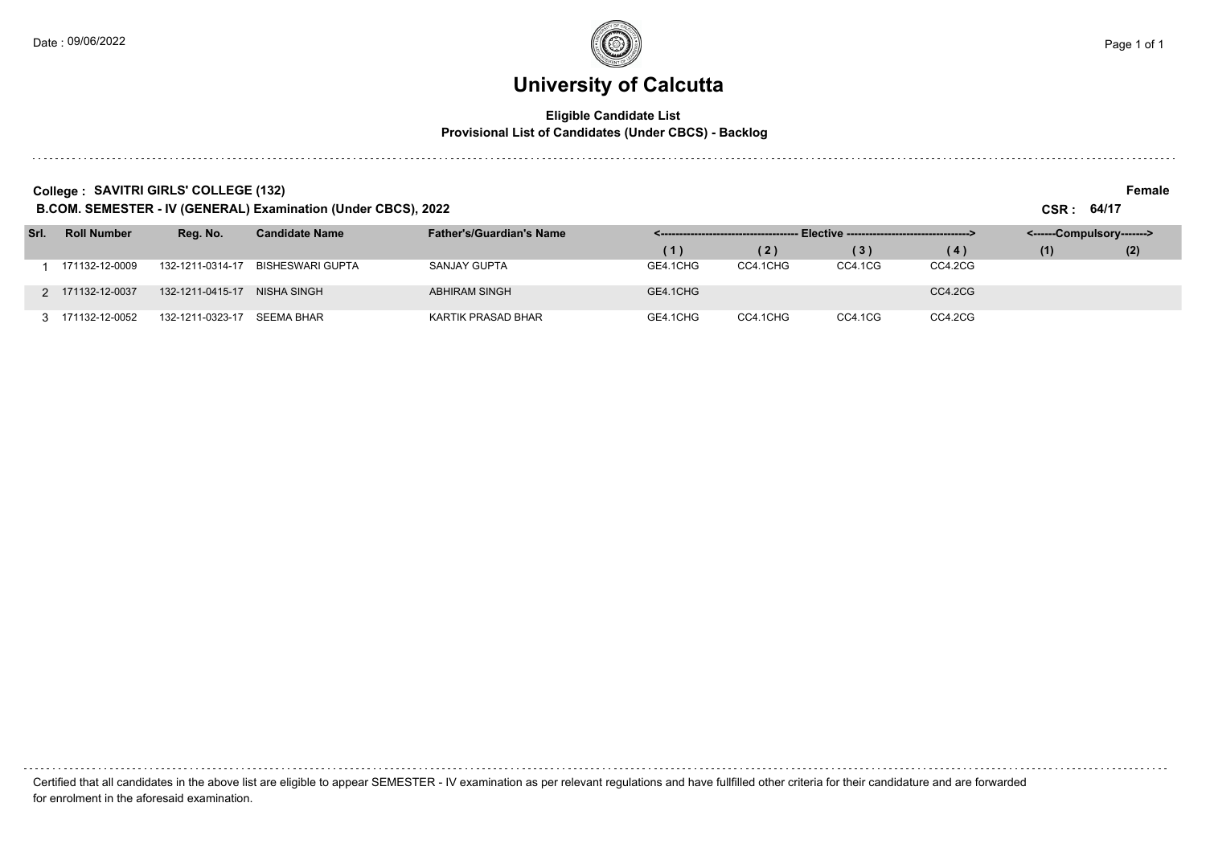# University of Calcutta

**Eligible Candidate List**
**Provisional List of Candidates (Under CBCS) - Backlog**

**College : SAVITRI GIRLS' COLLEGE (132)** **Female**

**B.COM. SEMESTER - IV (GENERAL) Examination (Under CBCS), 2022** **CSR : 64/17**

| Srl. | Roll Number | Reg. No. | Candidate Name | Father's/Guardian's Name | <---------- Elective ----------> | | | | <------Compulsory-------> | |
|---|---|---|---|---|---|---|---|---|---|---|
| | | | | | (1) | (2) | (3) | (4) | (1) | (2) |
| 1 | 171132-12-0009 | 132-1211-0314-17 | BISHESWARI GUPTA | SANJAY GUPTA | GE4.1CHG | CC4.1CHG | CC4.1CG | CC4.2CG | | |
| 2 | 171132-12-0037 | 132-1211-0415-17 | NISHA SINGH | ABHIRAM SINGH | GE4.1CHG | | | CC4.2CG | | |
| 3 | 171132-12-0052 | 132-1211-0323-17 | SEEMA BHAR | KARTIK PRASAD BHAR | GE4.1CHG | CC4.1CHG | CC4.1CG | CC4.2CG | | |

Certified that all candidates in the above list are eligible to appear SEMESTER - IV examination as per relevant regulations and have fullfilled other criteria for their candidature and are forwarded for enrolment in the aforesaid examination.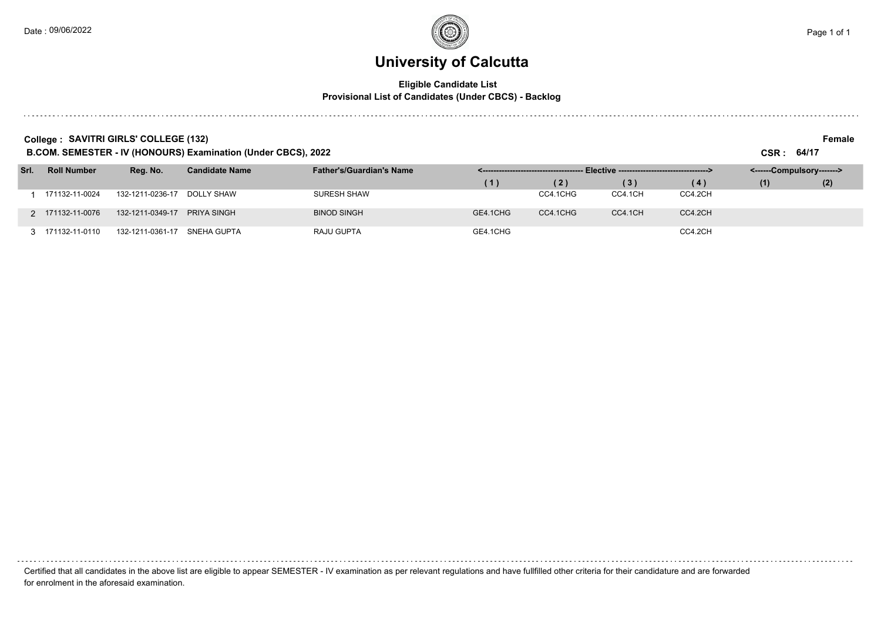# University of Calcutta

**Eligible Candidate List**
**Provisional List of Candidates (Under CBCS) - Backlog**

**College : SAVITRI GIRLS' COLLEGE (132)** **Female**

**B.COM. SEMESTER - IV (HONOURS) Examination (Under CBCS), 2022** **CSR : 64/17**

| Srl. | Roll Number | Reg. No. | Candidate Name | Father's/Guardian's Name | Elective | | | | Compulsory | |
|---|---|---|---|---|---|---|---|---|---|---|
| | | | | | (1) | (2) | (3) | (4) | (1) | (2) |
| 1 | 171132-11-0024 | 132-1211-0236-17 | DOLLY SHAW | SURESH SHAW | | CC4.1CHG | CC4.1CH | CC4.2CH | | |
| 2 | 171132-11-0076 | 132-1211-0349-17 | PRIYA SINGH | BINOD SINGH | GE4.1CHG | CC4.1CHG | CC4.1CH | CC4.2CH | | |
| 3 | 171132-11-0110 | 132-1211-0361-17 | SNEHA GUPTA | RAJU GUPTA | GE4.1CHG | | | CC4.2CH | | |

Certified that all candidates in the above list are eligible to appear SEMESTER - IV examination as per relevant regulations and have fullfilled other criteria for their candidature and are forwarded for enrolment in the aforesaid examination.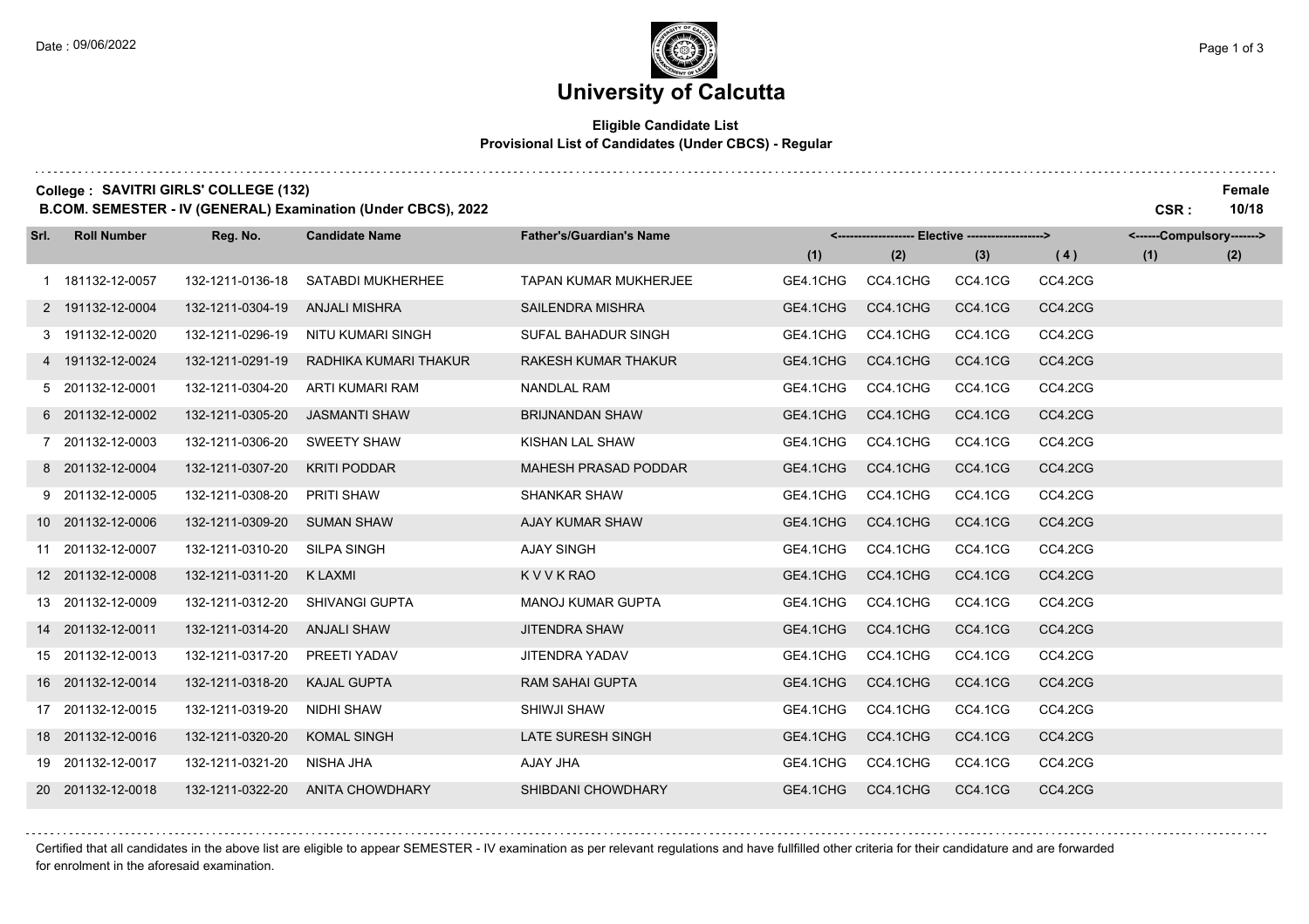# University of Calcutta

**Eligible Candidate List**
**Provisional List of Candidates (Under CBCS) - Regular**

**College : SAVITRI GIRLS' COLLEGE (132)** **Female**
**B.COM. SEMESTER - IV (GENERAL) Examination (Under CBCS), 2022** **CSR : 10/18**

| Srl. | Roll Number | Reg. No. | Candidate Name | Father's/Guardian's Name | Elective (1) | Elective (2) | Elective (3) | Elective (4) | Compulsory (1) | Compulsory (2) |
|---|---|---|---|---|---|---|---|---|---|---|
| 1 | 181132-12-0057 | 132-1211-0136-18 | SATABDI MUKHERHEE | TAPAN KUMAR MUKHERJEE | GE4.1CHG | CC4.1CHG | CC4.1CG | CC4.2CG | | |
| 2 | 191132-12-0004 | 132-1211-0304-19 | ANJALI MISHRA | SAILENDRA MISHRA | GE4.1CHG | CC4.1CHG | CC4.1CG | CC4.2CG | | |
| 3 | 191132-12-0020 | 132-1211-0296-19 | NITU KUMARI SINGH | SUFAL BAHADUR SINGH | GE4.1CHG | CC4.1CHG | CC4.1CG | CC4.2CG | | |
| 4 | 191132-12-0024 | 132-1211-0291-19 | RADHIKA KUMARI THAKUR | RAKESH KUMAR THAKUR | GE4.1CHG | CC4.1CHG | CC4.1CG | CC4.2CG | | |
| 5 | 201132-12-0001 | 132-1211-0304-20 | ARTI KUMARI RAM | NANDLAL RAM | GE4.1CHG | CC4.1CHG | CC4.1CG | CC4.2CG | | |
| 6 | 201132-12-0002 | 132-1211-0305-20 | JASMANTI SHAW | BRIJNANDAN SHAW | GE4.1CHG | CC4.1CHG | CC4.1CG | CC4.2CG | | |
| 7 | 201132-12-0003 | 132-1211-0306-20 | SWEETY SHAW | KISHAN LAL SHAW | GE4.1CHG | CC4.1CHG | CC4.1CG | CC4.2CG | | |
| 8 | 201132-12-0004 | 132-1211-0307-20 | KRITI PODDAR | MAHESH PRASAD PODDAR | GE4.1CHG | CC4.1CHG | CC4.1CG | CC4.2CG | | |
| 9 | 201132-12-0005 | 132-1211-0308-20 | PRITI SHAW | SHANKAR SHAW | GE4.1CHG | CC4.1CHG | CC4.1CG | CC4.2CG | | |
| 10 | 201132-12-0006 | 132-1211-0309-20 | SUMAN SHAW | AJAY KUMAR SHAW | GE4.1CHG | CC4.1CHG | CC4.1CG | CC4.2CG | | |
| 11 | 201132-12-0007 | 132-1211-0310-20 | SILPA SINGH | AJAY SINGH | GE4.1CHG | CC4.1CHG | CC4.1CG | CC4.2CG | | |
| 12 | 201132-12-0008 | 132-1211-0311-20 | K LAXMI | K V V K RAO | GE4.1CHG | CC4.1CHG | CC4.1CG | CC4.2CG | | |
| 13 | 201132-12-0009 | 132-1211-0312-20 | SHIVANGI GUPTA | MANOJ KUMAR GUPTA | GE4.1CHG | CC4.1CHG | CC4.1CG | CC4.2CG | | |
| 14 | 201132-12-0011 | 132-1211-0314-20 | ANJALI SHAW | JITENDRA SHAW | GE4.1CHG | CC4.1CHG | CC4.1CG | CC4.2CG | | |
| 15 | 201132-12-0013 | 132-1211-0317-20 | PREETI YADAV | JITENDRA YADAV | GE4.1CHG | CC4.1CHG | CC4.1CG | CC4.2CG | | |
| 16 | 201132-12-0014 | 132-1211-0318-20 | KAJAL GUPTA | RAM SAHAI GUPTA | GE4.1CHG | CC4.1CHG | CC4.1CG | CC4.2CG | | |
| 17 | 201132-12-0015 | 132-1211-0319-20 | NIDHI SHAW | SHIWJI SHAW | GE4.1CHG | CC4.1CHG | CC4.1CG | CC4.2CG | | |
| 18 | 201132-12-0016 | 132-1211-0320-20 | KOMAL SINGH | LATE SURESH SINGH | GE4.1CHG | CC4.1CHG | CC4.1CG | CC4.2CG | | |
| 19 | 201132-12-0017 | 132-1211-0321-20 | NISHA JHA | AJAY JHA | GE4.1CHG | CC4.1CHG | CC4.1CG | CC4.2CG | | |
| 20 | 201132-12-0018 | 132-1211-0322-20 | ANITA CHOWDHARY | SHIBDANI CHOWDHARY | GE4.1CHG | CC4.1CHG | CC4.1CG | CC4.2CG | | |

Certified that all candidates in the above list are eligible to appear SEMESTER - IV examination as per relevant regulations and have fullfilled other criteria for their candidature and are forwarded for enrolment in the aforesaid examination.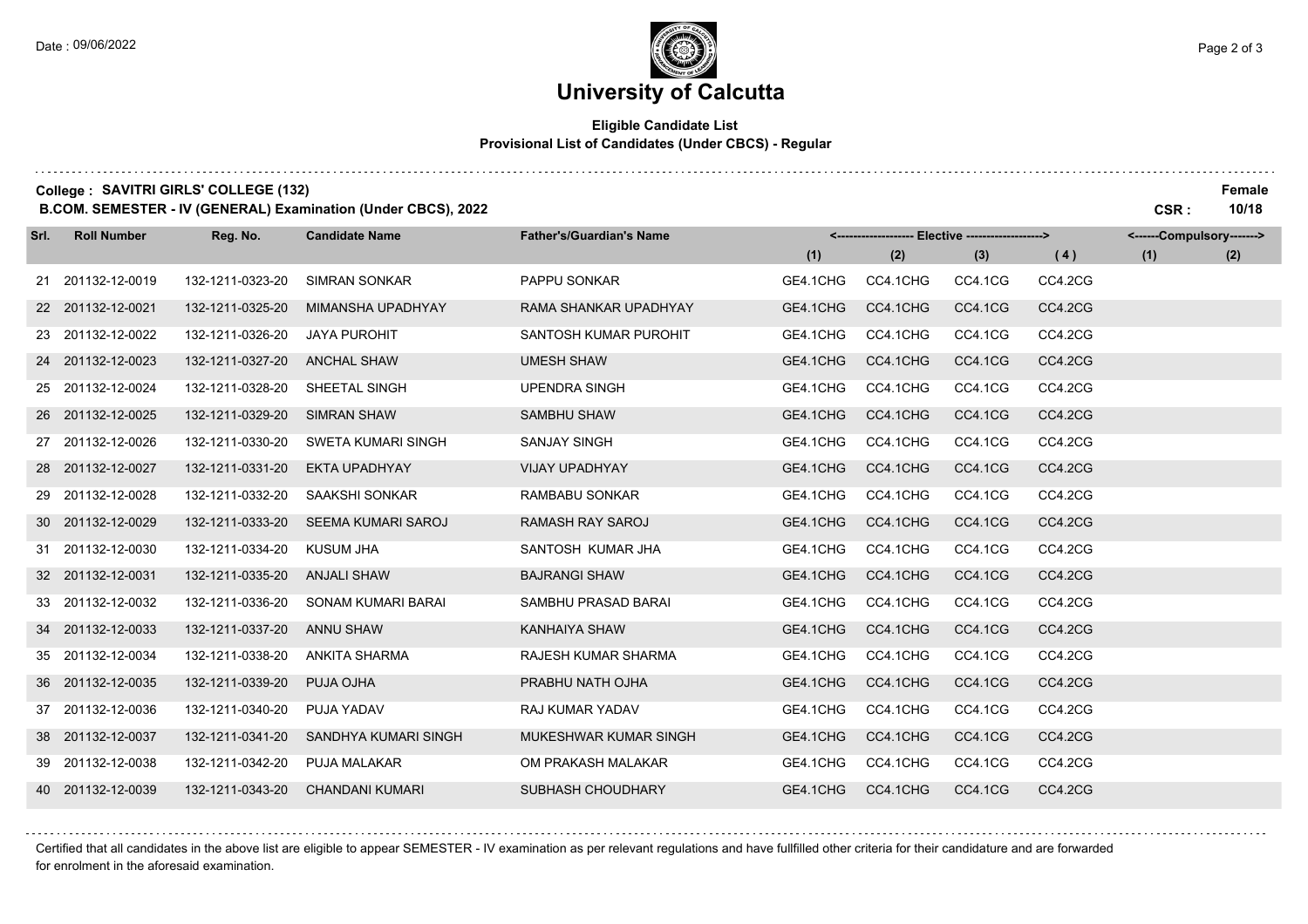# University of Calcutta

**Eligible Candidate List**
**Provisional List of Candidates (Under CBCS) - Regular**

**College : SAVITRI GIRLS' COLLEGE (132)**
**B.COM. SEMESTER - IV (GENERAL) Examination (Under CBCS), 2022**

**Female**
**CSR : 10/18**

| Srl. | Roll Number | Reg. No. | Candidate Name | Father's/Guardian's Name | Elective (1) | Elective (2) | Elective (3) | Elective (4) | Compulsory (1) | Compulsory (2) |
|---|---|---|---|---|---|---|---|---|---|---|
| 21 | 201132-12-0019 | 132-1211-0323-20 | SIMRAN SONKAR | PAPPU SONKAR | GE4.1CHG | CC4.1CHG | CC4.1CG | CC4.2CG | | |
| 22 | 201132-12-0021 | 132-1211-0325-20 | MIMANSHA UPADHYAY | RAMA SHANKAR UPADHYAY | GE4.1CHG | CC4.1CHG | CC4.1CG | CC4.2CG | | |
| 23 | 201132-12-0022 | 132-1211-0326-20 | JAYA PUROHIT | SANTOSH KUMAR PUROHIT | GE4.1CHG | CC4.1CHG | CC4.1CG | CC4.2CG | | |
| 24 | 201132-12-0023 | 132-1211-0327-20 | ANCHAL SHAW | UMESH SHAW | GE4.1CHG | CC4.1CHG | CC4.1CG | CC4.2CG | | |
| 25 | 201132-12-0024 | 132-1211-0328-20 | SHEETAL SINGH | UPENDRA SINGH | GE4.1CHG | CC4.1CHG | CC4.1CG | CC4.2CG | | |
| 26 | 201132-12-0025 | 132-1211-0329-20 | SIMRAN SHAW | SAMBHU SHAW | GE4.1CHG | CC4.1CHG | CC4.1CG | CC4.2CG | | |
| 27 | 201132-12-0026 | 132-1211-0330-20 | SWETA KUMARI SINGH | SANJAY SINGH | GE4.1CHG | CC4.1CHG | CC4.1CG | CC4.2CG | | |
| 28 | 201132-12-0027 | 132-1211-0331-20 | EKTA UPADHYAY | VIJAY UPADHYAY | GE4.1CHG | CC4.1CHG | CC4.1CG | CC4.2CG | | |
| 29 | 201132-12-0028 | 132-1211-0332-20 | SAAKSHI SONKAR | RAMBABU SONKAR | GE4.1CHG | CC4.1CHG | CC4.1CG | CC4.2CG | | |
| 30 | 201132-12-0029 | 132-1211-0333-20 | SEEMA KUMARI SAROJ | RAMASH RAY SAROJ | GE4.1CHG | CC4.1CHG | CC4.1CG | CC4.2CG | | |
| 31 | 201132-12-0030 | 132-1211-0334-20 | KUSUM JHA | SANTOSH KUMAR JHA | GE4.1CHG | CC4.1CHG | CC4.1CG | CC4.2CG | | |
| 32 | 201132-12-0031 | 132-1211-0335-20 | ANJALI SHAW | BAJRANGI SHAW | GE4.1CHG | CC4.1CHG | CC4.1CG | CC4.2CG | | |
| 33 | 201132-12-0032 | 132-1211-0336-20 | SONAM KUMARI BARAI | SAMBHU PRASAD BARAI | GE4.1CHG | CC4.1CHG | CC4.1CG | CC4.2CG | | |
| 34 | 201132-12-0033 | 132-1211-0337-20 | ANNU SHAW | KANHAIYA SHAW | GE4.1CHG | CC4.1CHG | CC4.1CG | CC4.2CG | | |
| 35 | 201132-12-0034 | 132-1211-0338-20 | ANKITA SHARMA | RAJESH KUMAR SHARMA | GE4.1CHG | CC4.1CHG | CC4.1CG | CC4.2CG | | |
| 36 | 201132-12-0035 | 132-1211-0339-20 | PUJA OJHA | PRABHU NATH OJHA | GE4.1CHG | CC4.1CHG | CC4.1CG | CC4.2CG | | |
| 37 | 201132-12-0036 | 132-1211-0340-20 | PUJA YADAV | RAJ KUMAR YADAV | GE4.1CHG | CC4.1CHG | CC4.1CG | CC4.2CG | | |
| 38 | 201132-12-0037 | 132-1211-0341-20 | SANDHYA KUMARI SINGH | MUKESHWAR KUMAR SINGH | GE4.1CHG | CC4.1CHG | CC4.1CG | CC4.2CG | | |
| 39 | 201132-12-0038 | 132-1211-0342-20 | PUJA MALAKAR | OM PRAKASH MALAKAR | GE4.1CHG | CC4.1CHG | CC4.1CG | CC4.2CG | | |
| 40 | 201132-12-0039 | 132-1211-0343-20 | CHANDANI KUMARI | SUBHASH CHOUDHARY | GE4.1CHG | CC4.1CHG | CC4.1CG | CC4.2CG | | |

Certified that all candidates in the above list are eligible to appear SEMESTER - IV examination as per relevant regulations and have fullfilled other criteria for their candidature and are forwarded for enrolment in the aforesaid examination.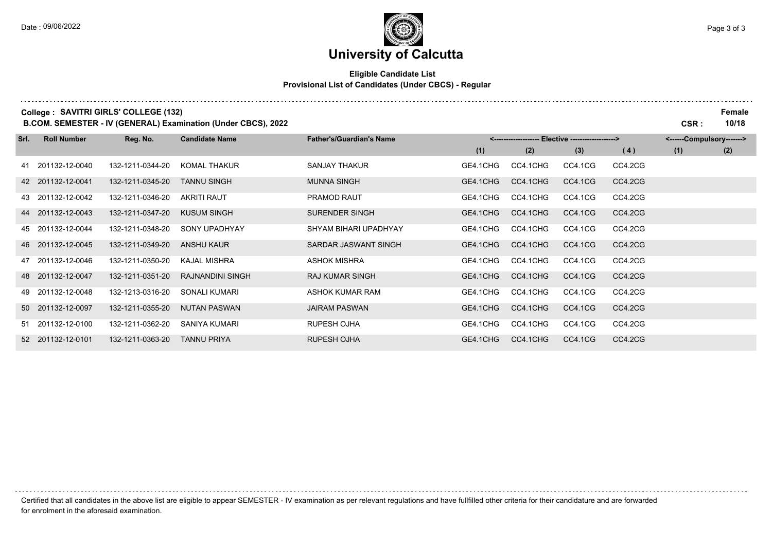# University of Calcutta

**Eligible Candidate List**

**Provisional List of Candidates (Under CBCS) - Regular**

**College : SAVITRI GIRLS' COLLEGE (132)** — **Female**

**B.COM. SEMESTER - IV (GENERAL) Examination (Under CBCS), 2022** — **CSR : 10/18**

| Srl. | Roll Number | Reg. No. | Candidate Name | Father's/Guardian's Name | Elective (1) | Elective (2) | Elective (3) | Elective (4) | Compulsory (1) | Compulsory (2) |
|---|---|---|---|---|---|---|---|---|---|---|
| 41 | 201132-12-0040 | 132-1211-0344-20 | KOMAL THAKUR | SANJAY THAKUR | GE4.1CHG | CC4.1CHG | CC4.1CG | CC4.2CG | | |
| 42 | 201132-12-0041 | 132-1211-0345-20 | TANNU SINGH | MUNNA SINGH | GE4.1CHG | CC4.1CHG | CC4.1CG | CC4.2CG | | |
| 43 | 201132-12-0042 | 132-1211-0346-20 | AKRITI RAUT | PRAMOD RAUT | GE4.1CHG | CC4.1CHG | CC4.1CG | CC4.2CG | | |
| 44 | 201132-12-0043 | 132-1211-0347-20 | KUSUM SINGH | SURENDER SINGH | GE4.1CHG | CC4.1CHG | CC4.1CG | CC4.2CG | | |
| 45 | 201132-12-0044 | 132-1211-0348-20 | SONY UPADHYAY | SHYAM BIHARI UPADHYAY | GE4.1CHG | CC4.1CHG | CC4.1CG | CC4.2CG | | |
| 46 | 201132-12-0045 | 132-1211-0349-20 | ANSHU KAUR | SARDAR JASWANT SINGH | GE4.1CHG | CC4.1CHG | CC4.1CG | CC4.2CG | | |
| 47 | 201132-12-0046 | 132-1211-0350-20 | KAJAL MISHRA | ASHOK MISHRA | GE4.1CHG | CC4.1CHG | CC4.1CG | CC4.2CG | | |
| 48 | 201132-12-0047 | 132-1211-0351-20 | RAJNANDINI SINGH | RAJ KUMAR SINGH | GE4.1CHG | CC4.1CHG | CC4.1CG | CC4.2CG | | |
| 49 | 201132-12-0048 | 132-1213-0316-20 | SONALI KUMARI | ASHOK KUMAR RAM | GE4.1CHG | CC4.1CHG | CC4.1CG | CC4.2CG | | |
| 50 | 201132-12-0097 | 132-1211-0355-20 | NUTAN PASWAN | JAIRAM PASWAN | GE4.1CHG | CC4.1CHG | CC4.1CG | CC4.2CG | | |
| 51 | 201132-12-0100 | 132-1211-0362-20 | SANIYA KUMARI | RUPESH OJHA | GE4.1CHG | CC4.1CHG | CC4.1CG | CC4.2CG | | |
| 52 | 201132-12-0101 | 132-1211-0363-20 | TANNU PRIYA | RUPESH OJHA | GE4.1CHG | CC4.1CHG | CC4.1CG | CC4.2CG | | |

Certified that all candidates in the above list are eligible to appear SEMESTER - IV examination as per relevant regulations and have fullfilled other criteria for their candidature and are forwarded for enrolment in the aforesaid examination.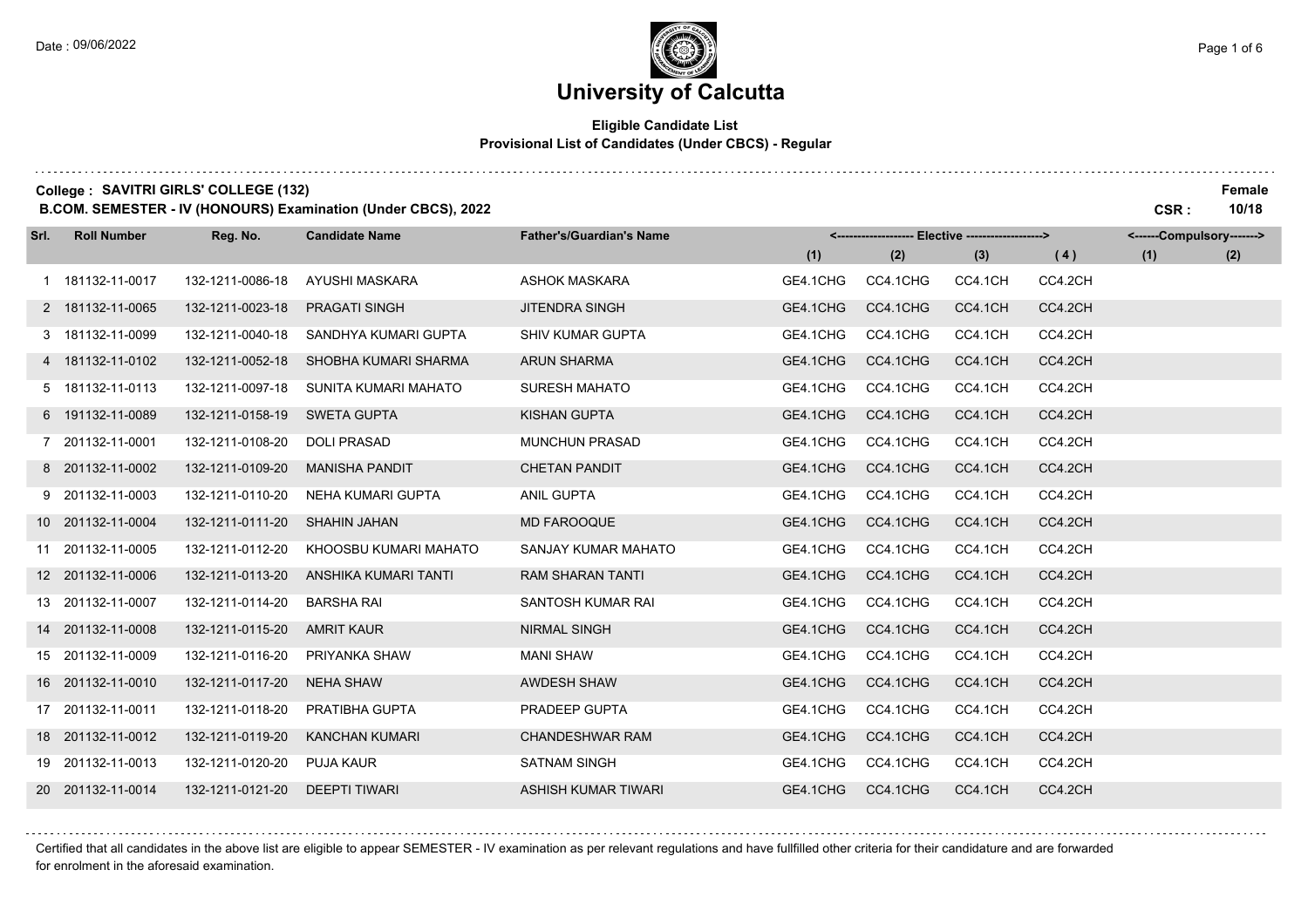# University of Calcutta

**Eligible Candidate List**
**Provisional List of Candidates (Under CBCS) - Regular**

**College : SAVITRI GIRLS' COLLEGE (132)** — **Female**

**B.COM. SEMESTER - IV (HONOURS) Examination (Under CBCS), 2022** — **CSR : 10/18**

| Srl. | Roll Number | Reg. No. | Candidate Name | Father's/Guardian's Name | Elective (1) | Elective (2) | Elective (3) | Elective (4) | Compulsory (1) | Compulsory (2) |
|---|---|---|---|---|---|---|---|---|---|---|
| 1 | 181132-11-0017 | 132-1211-0086-18 | AYUSHI MASKARA | ASHOK MASKARA | GE4.1CHG | CC4.1CHG | CC4.1CH | CC4.2CH | | |
| 2 | 181132-11-0065 | 132-1211-0023-18 | PRAGATI SINGH | JITENDRA SINGH | GE4.1CHG | CC4.1CHG | CC4.1CH | CC4.2CH | | |
| 3 | 181132-11-0099 | 132-1211-0040-18 | SANDHYA KUMARI GUPTA | SHIV KUMAR GUPTA | GE4.1CHG | CC4.1CHG | CC4.1CH | CC4.2CH | | |
| 4 | 181132-11-0102 | 132-1211-0052-18 | SHOBHA KUMARI SHARMA | ARUN SHARMA | GE4.1CHG | CC4.1CHG | CC4.1CH | CC4.2CH | | |
| 5 | 181132-11-0113 | 132-1211-0097-18 | SUNITA KUMARI MAHATO | SURESH MAHATO | GE4.1CHG | CC4.1CHG | CC4.1CH | CC4.2CH | | |
| 6 | 191132-11-0089 | 132-1211-0158-19 | SWETA GUPTA | KISHAN GUPTA | GE4.1CHG | CC4.1CHG | CC4.1CH | CC4.2CH | | |
| 7 | 201132-11-0001 | 132-1211-0108-20 | DOLI PRASAD | MUNCHUN PRASAD | GE4.1CHG | CC4.1CHG | CC4.1CH | CC4.2CH | | |
| 8 | 201132-11-0002 | 132-1211-0109-20 | MANISHA PANDIT | CHETAN PANDIT | GE4.1CHG | CC4.1CHG | CC4.1CH | CC4.2CH | | |
| 9 | 201132-11-0003 | 132-1211-0110-20 | NEHA KUMARI GUPTA | ANIL GUPTA | GE4.1CHG | CC4.1CHG | CC4.1CH | CC4.2CH | | |
| 10 | 201132-11-0004 | 132-1211-0111-20 | SHAHIN JAHAN | MD FAROOQUE | GE4.1CHG | CC4.1CHG | CC4.1CH | CC4.2CH | | |
| 11 | 201132-11-0005 | 132-1211-0112-20 | KHOOSBU KUMARI MAHATO | SANJAY KUMAR MAHATO | GE4.1CHG | CC4.1CHG | CC4.1CH | CC4.2CH | | |
| 12 | 201132-11-0006 | 132-1211-0113-20 | ANSHIKA KUMARI TANTI | RAM SHARAN TANTI | GE4.1CHG | CC4.1CHG | CC4.1CH | CC4.2CH | | |
| 13 | 201132-11-0007 | 132-1211-0114-20 | BARSHA RAI | SANTOSH KUMAR RAI | GE4.1CHG | CC4.1CHG | CC4.1CH | CC4.2CH | | |
| 14 | 201132-11-0008 | 132-1211-0115-20 | AMRIT KAUR | NIRMAL SINGH | GE4.1CHG | CC4.1CHG | CC4.1CH | CC4.2CH | | |
| 15 | 201132-11-0009 | 132-1211-0116-20 | PRIYANKA SHAW | MANI SHAW | GE4.1CHG | CC4.1CHG | CC4.1CH | CC4.2CH | | |
| 16 | 201132-11-0010 | 132-1211-0117-20 | NEHA SHAW | AWDESH SHAW | GE4.1CHG | CC4.1CHG | CC4.1CH | CC4.2CH | | |
| 17 | 201132-11-0011 | 132-1211-0118-20 | PRATIBHA GUPTA | PRADEEP GUPTA | GE4.1CHG | CC4.1CHG | CC4.1CH | CC4.2CH | | |
| 18 | 201132-11-0012 | 132-1211-0119-20 | KANCHAN KUMARI | CHANDESHWAR RAM | GE4.1CHG | CC4.1CHG | CC4.1CH | CC4.2CH | | |
| 19 | 201132-11-0013 | 132-1211-0120-20 | PUJA KAUR | SATNAM SINGH | GE4.1CHG | CC4.1CHG | CC4.1CH | CC4.2CH | | |
| 20 | 201132-11-0014 | 132-1211-0121-20 | DEEPTI TIWARI | ASHISH KUMAR TIWARI | GE4.1CHG | CC4.1CHG | CC4.1CH | CC4.2CH | | |

Certified that all candidates in the above list are eligible to appear SEMESTER - IV examination as per relevant regulations and have fullfilled other criteria for their candidature and are forwarded for enrolment in the aforesaid examination.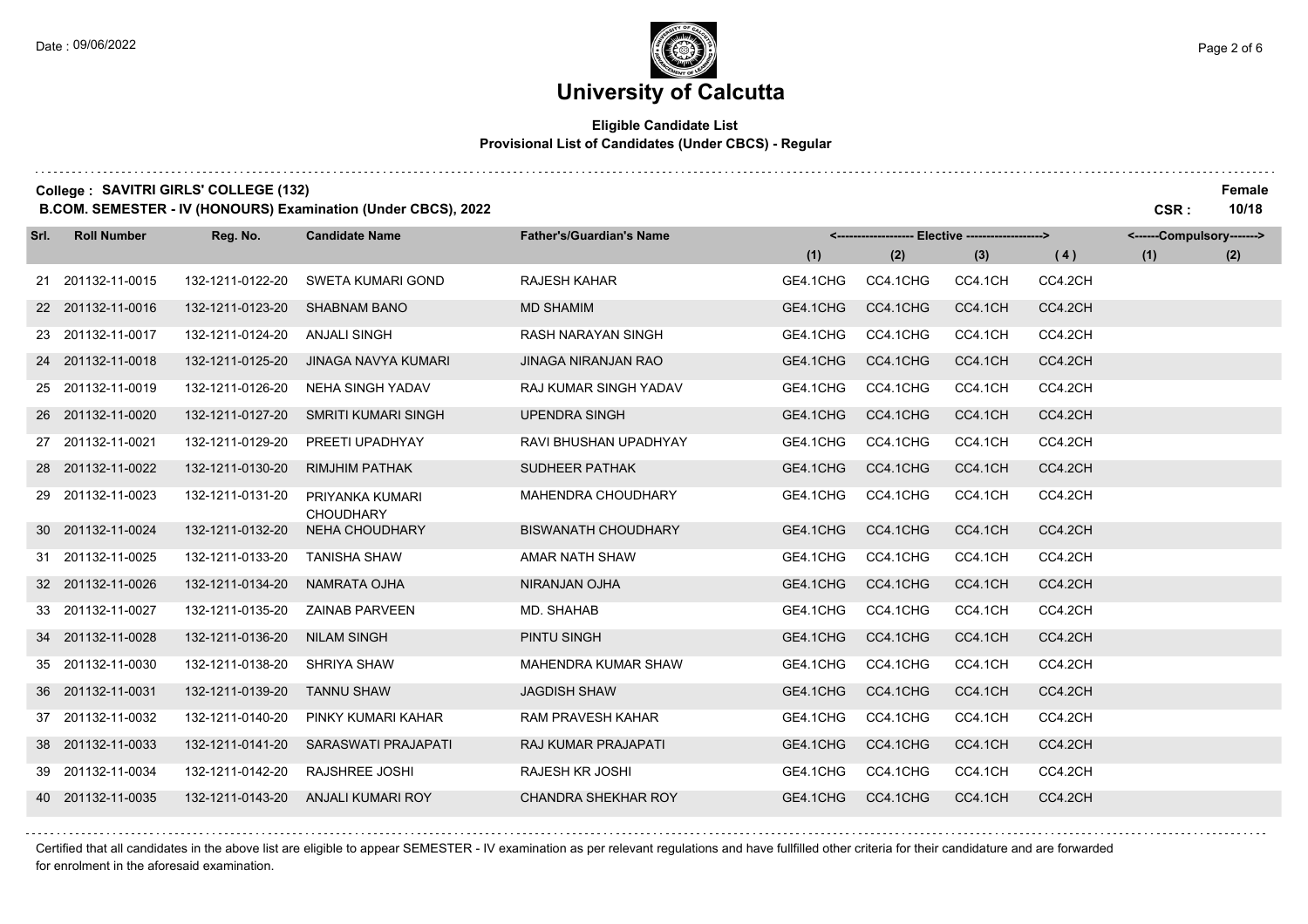# University of Calcutta

**Eligible Candidate List**
**Provisional List of Candidates (Under CBCS) - Regular**

**College : SAVITRI GIRLS' COLLEGE (132)** — **Female**

**B.COM. SEMESTER - IV (HONOURS) Examination (Under CBCS), 2022** — **CSR : 10/18**

| Srl. | Roll Number | Reg. No. | Candidate Name | Father's/Guardian's Name | Elective (1) | Elective (2) | Elective (3) | Elective (4) | Compulsory (1) | Compulsory (2) |
|---|---|---|---|---|---|---|---|---|---|---|
| 21 | 201132-11-0015 | 132-1211-0122-20 | SWETA KUMARI GOND | RAJESH KAHAR | GE4.1CHG | CC4.1CHG | CC4.1CH | CC4.2CH | | |
| 22 | 201132-11-0016 | 132-1211-0123-20 | SHABNAM BANO | MD SHAMIM | GE4.1CHG | CC4.1CHG | CC4.1CH | CC4.2CH | | |
| 23 | 201132-11-0017 | 132-1211-0124-20 | ANJALI SINGH | RASH NARAYAN SINGH | GE4.1CHG | CC4.1CHG | CC4.1CH | CC4.2CH | | |
| 24 | 201132-11-0018 | 132-1211-0125-20 | JINAGA NAVYA KUMARI | JINAGA NIRANJAN RAO | GE4.1CHG | CC4.1CHG | CC4.1CH | CC4.2CH | | |
| 25 | 201132-11-0019 | 132-1211-0126-20 | NEHA SINGH YADAV | RAJ KUMAR SINGH YADAV | GE4.1CHG | CC4.1CHG | CC4.1CH | CC4.2CH | | |
| 26 | 201132-11-0020 | 132-1211-0127-20 | SMRITI KUMARI SINGH | UPENDRA SINGH | GE4.1CHG | CC4.1CHG | CC4.1CH | CC4.2CH | | |
| 27 | 201132-11-0021 | 132-1211-0129-20 | PREETI UPADHYAY | RAVI BHUSHAN UPADHYAY | GE4.1CHG | CC4.1CHG | CC4.1CH | CC4.2CH | | |
| 28 | 201132-11-0022 | 132-1211-0130-20 | RIMJHIM PATHAK | SUDHEER PATHAK | GE4.1CHG | CC4.1CHG | CC4.1CH | CC4.2CH | | |
| 29 | 201132-11-0023 | 132-1211-0131-20 | PRIYANKA KUMARI CHOUDHARY | MAHENDRA CHOUDHARY | GE4.1CHG | CC4.1CHG | CC4.1CH | CC4.2CH | | |
| 30 | 201132-11-0024 | 132-1211-0132-20 | NEHA CHOUDHARY | BISWANATH CHOUDHARY | GE4.1CHG | CC4.1CHG | CC4.1CH | CC4.2CH | | |
| 31 | 201132-11-0025 | 132-1211-0133-20 | TANISHA SHAW | AMAR NATH SHAW | GE4.1CHG | CC4.1CHG | CC4.1CH | CC4.2CH | | |
| 32 | 201132-11-0026 | 132-1211-0134-20 | NAMRATA OJHA | NIRANJAN OJHA | GE4.1CHG | CC4.1CHG | CC4.1CH | CC4.2CH | | |
| 33 | 201132-11-0027 | 132-1211-0135-20 | ZAINAB PARVEEN | MD. SHAHAB | GE4.1CHG | CC4.1CHG | CC4.1CH | CC4.2CH | | |
| 34 | 201132-11-0028 | 132-1211-0136-20 | NILAM SINGH | PINTU SINGH | GE4.1CHG | CC4.1CHG | CC4.1CH | CC4.2CH | | |
| 35 | 201132-11-0030 | 132-1211-0138-20 | SHRIYA SHAW | MAHENDRA KUMAR SHAW | GE4.1CHG | CC4.1CHG | CC4.1CH | CC4.2CH | | |
| 36 | 201132-11-0031 | 132-1211-0139-20 | TANNU SHAW | JAGDISH SHAW | GE4.1CHG | CC4.1CHG | CC4.1CH | CC4.2CH | | |
| 37 | 201132-11-0032 | 132-1211-0140-20 | PINKY KUMARI KAHAR | RAM PRAVESH KAHAR | GE4.1CHG | CC4.1CHG | CC4.1CH | CC4.2CH | | |
| 38 | 201132-11-0033 | 132-1211-0141-20 | SARASWATI PRAJAPATI | RAJ KUMAR PRAJAPATI | GE4.1CHG | CC4.1CHG | CC4.1CH | CC4.2CH | | |
| 39 | 201132-11-0034 | 132-1211-0142-20 | RAJSHREE JOSHI | RAJESH KR JOSHI | GE4.1CHG | CC4.1CHG | CC4.1CH | CC4.2CH | | |
| 40 | 201132-11-0035 | 132-1211-0143-20 | ANJALI KUMARI ROY | CHANDRA SHEKHAR ROY | GE4.1CHG | CC4.1CHG | CC4.1CH | CC4.2CH | | |

Certified that all candidates in the above list are eligible to appear SEMESTER - IV examination as per relevant regulations and have fullfilled other criteria for their candidature and are forwarded for enrolment in the aforesaid examination.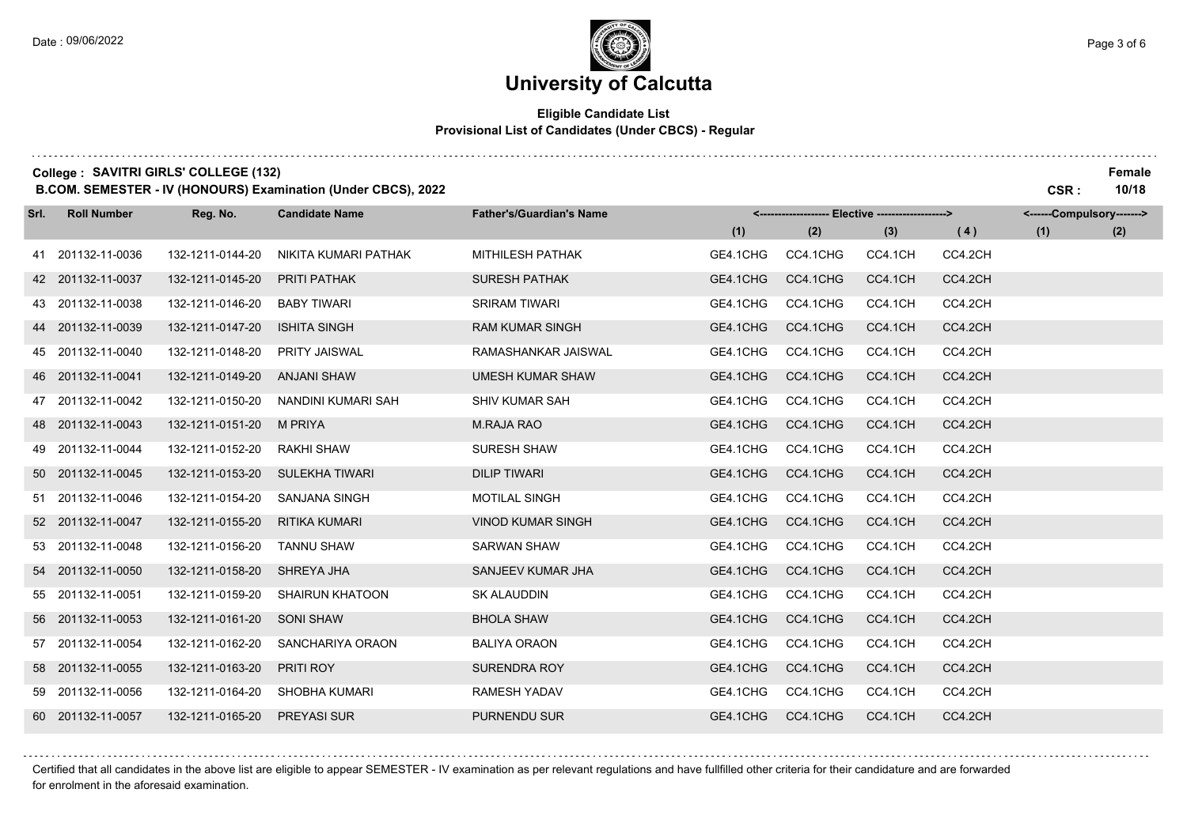# University of Calcutta

**Eligible Candidate List**
**Provisional List of Candidates (Under CBCS) - Regular**

**College : SAVITRI GIRLS' COLLEGE (132)** — **Female**

**B.COM. SEMESTER - IV (HONOURS) Examination (Under CBCS), 2022** — **CSR : 10/18**

| Srl. | Roll Number | Reg. No. | Candidate Name | Father's/Guardian's Name | Elective (1) | Elective (2) | Elective (3) | Elective (4) | Compulsory (1) | Compulsory (2) |
|---|---|---|---|---|---|---|---|---|---|---|
| 41 | 201132-11-0036 | 132-1211-0144-20 | NIKITA KUMARI PATHAK | MITHILESH PATHAK | GE4.1CHG | CC4.1CHG | CC4.1CH | CC4.2CH | | |
| 42 | 201132-11-0037 | 132-1211-0145-20 | PRITI PATHAK | SURESH PATHAK | GE4.1CHG | CC4.1CHG | CC4.1CH | CC4.2CH | | |
| 43 | 201132-11-0038 | 132-1211-0146-20 | BABY TIWARI | SRIRAM TIWARI | GE4.1CHG | CC4.1CHG | CC4.1CH | CC4.2CH | | |
| 44 | 201132-11-0039 | 132-1211-0147-20 | ISHITA SINGH | RAM KUMAR SINGH | GE4.1CHG | CC4.1CHG | CC4.1CH | CC4.2CH | | |
| 45 | 201132-11-0040 | 132-1211-0148-20 | PRITY JAISWAL | RAMASHANKAR JAISWAL | GE4.1CHG | CC4.1CHG | CC4.1CH | CC4.2CH | | |
| 46 | 201132-11-0041 | 132-1211-0149-20 | ANJANI SHAW | UMESH KUMAR SHAW | GE4.1CHG | CC4.1CHG | CC4.1CH | CC4.2CH | | |
| 47 | 201132-11-0042 | 132-1211-0150-20 | NANDINI KUMARI SAH | SHIV KUMAR SAH | GE4.1CHG | CC4.1CHG | CC4.1CH | CC4.2CH | | |
| 48 | 201132-11-0043 | 132-1211-0151-20 | M PRIYA | M.RAJA RAO | GE4.1CHG | CC4.1CHG | CC4.1CH | CC4.2CH | | |
| 49 | 201132-11-0044 | 132-1211-0152-20 | RAKHI SHAW | SURESH SHAW | GE4.1CHG | CC4.1CHG | CC4.1CH | CC4.2CH | | |
| 50 | 201132-11-0045 | 132-1211-0153-20 | SULEKHA TIWARI | DILIP TIWARI | GE4.1CHG | CC4.1CHG | CC4.1CH | CC4.2CH | | |
| 51 | 201132-11-0046 | 132-1211-0154-20 | SANJANA SINGH | MOTILAL SINGH | GE4.1CHG | CC4.1CHG | CC4.1CH | CC4.2CH | | |
| 52 | 201132-11-0047 | 132-1211-0155-20 | RITIKA KUMARI | VINOD KUMAR SINGH | GE4.1CHG | CC4.1CHG | CC4.1CH | CC4.2CH | | |
| 53 | 201132-11-0048 | 132-1211-0156-20 | TANNU SHAW | SARWAN SHAW | GE4.1CHG | CC4.1CHG | CC4.1CH | CC4.2CH | | |
| 54 | 201132-11-0050 | 132-1211-0158-20 | SHREYA JHA | SANJEEV KUMAR JHA | GE4.1CHG | CC4.1CHG | CC4.1CH | CC4.2CH | | |
| 55 | 201132-11-0051 | 132-1211-0159-20 | SHAIRUN KHATOON | SK ALAUDDIN | GE4.1CHG | CC4.1CHG | CC4.1CH | CC4.2CH | | |
| 56 | 201132-11-0053 | 132-1211-0161-20 | SONI SHAW | BHOLA SHAW | GE4.1CHG | CC4.1CHG | CC4.1CH | CC4.2CH | | |
| 57 | 201132-11-0054 | 132-1211-0162-20 | SANCHARIYA ORAON | BALIYA ORAON | GE4.1CHG | CC4.1CHG | CC4.1CH | CC4.2CH | | |
| 58 | 201132-11-0055 | 132-1211-0163-20 | PRITI ROY | SURENDRA ROY | GE4.1CHG | CC4.1CHG | CC4.1CH | CC4.2CH | | |
| 59 | 201132-11-0056 | 132-1211-0164-20 | SHOBHA KUMARI | RAMESH YADAV | GE4.1CHG | CC4.1CHG | CC4.1CH | CC4.2CH | | |
| 60 | 201132-11-0057 | 132-1211-0165-20 | PREYASI SUR | PURNENDU SUR | GE4.1CHG | CC4.1CHG | CC4.1CH | CC4.2CH | | |

Certified that all candidates in the above list are eligible to appear SEMESTER - IV examination as per relevant regulations and have fullfilled other criteria for their candidature and are forwarded for enrolment in the aforesaid examination.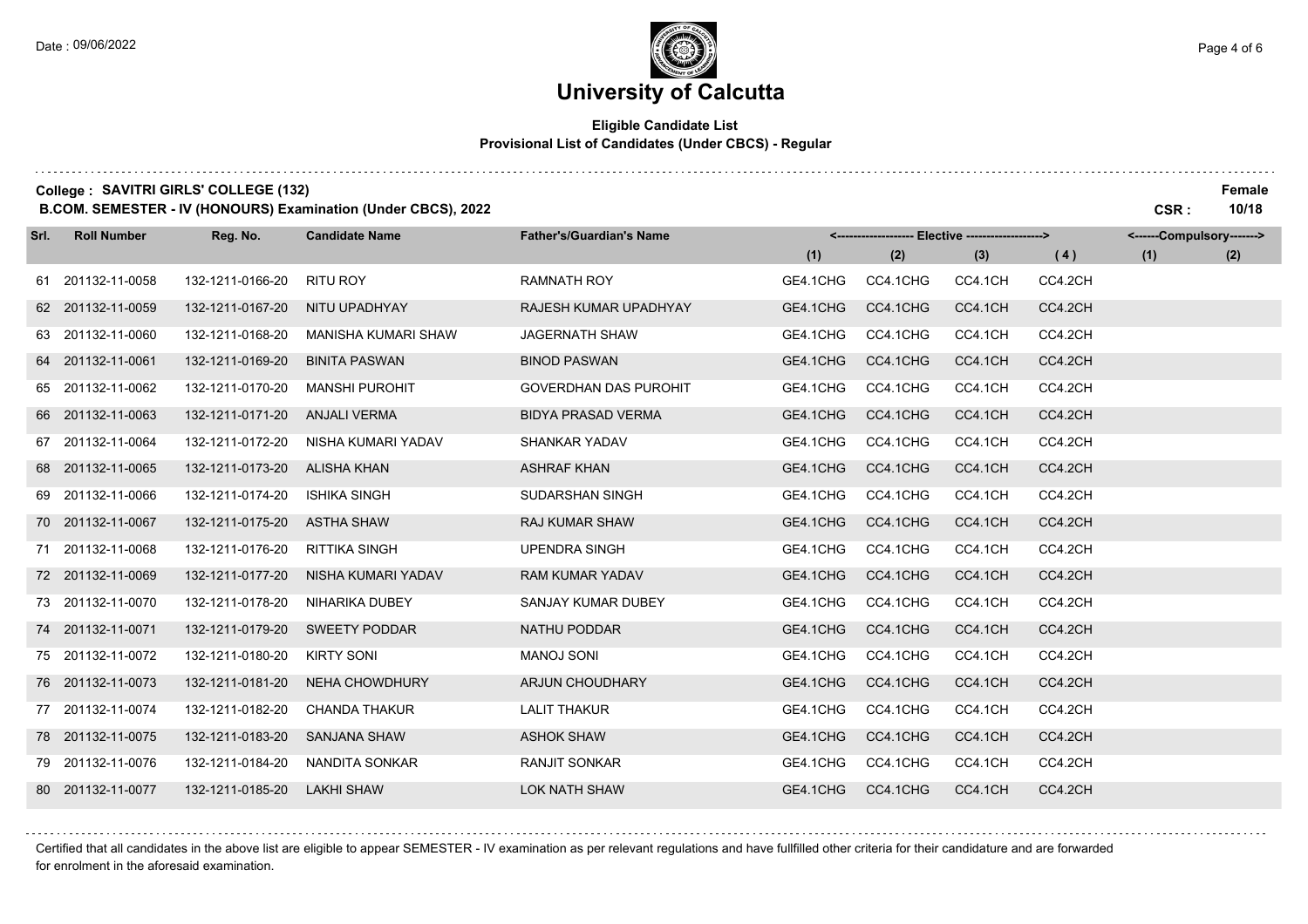# University of Calcutta

**Eligible Candidate List**
**Provisional List of Candidates (Under CBCS) - Regular**

**College : SAVITRI GIRLS' COLLEGE (132)**
**B.COM. SEMESTER - IV (HONOURS) Examination (Under CBCS), 2022**

Female
CSR : 10/18

| Srl. | Roll Number | Reg. No. | Candidate Name | Father's/Guardian's Name | Elective (1) | Elective (2) | Elective (3) | Elective (4) | Compulsory (1) | Compulsory (2) |
|---|---|---|---|---|---|---|---|---|---|---|
| 61 | 201132-11-0058 | 132-1211-0166-20 | RITU ROY | RAMNATH ROY | GE4.1CHG | CC4.1CHG | CC4.1CH | CC4.2CH | | |
| 62 | 201132-11-0059 | 132-1211-0167-20 | NITU UPADHYAY | RAJESH KUMAR UPADHYAY | GE4.1CHG | CC4.1CHG | CC4.1CH | CC4.2CH | | |
| 63 | 201132-11-0060 | 132-1211-0168-20 | MANISHA KUMARI SHAW | JAGERNATH SHAW | GE4.1CHG | CC4.1CHG | CC4.1CH | CC4.2CH | | |
| 64 | 201132-11-0061 | 132-1211-0169-20 | BINITA PASWAN | BINOD PASWAN | GE4.1CHG | CC4.1CHG | CC4.1CH | CC4.2CH | | |
| 65 | 201132-11-0062 | 132-1211-0170-20 | MANSHI PUROHIT | GOVERDHAN DAS PUROHIT | GE4.1CHG | CC4.1CHG | CC4.1CH | CC4.2CH | | |
| 66 | 201132-11-0063 | 132-1211-0171-20 | ANJALI VERMA | BIDYA PRASAD VERMA | GE4.1CHG | CC4.1CHG | CC4.1CH | CC4.2CH | | |
| 67 | 201132-11-0064 | 132-1211-0172-20 | NISHA KUMARI YADAV | SHANKAR YADAV | GE4.1CHG | CC4.1CHG | CC4.1CH | CC4.2CH | | |
| 68 | 201132-11-0065 | 132-1211-0173-20 | ALISHA KHAN | ASHRAF KHAN | GE4.1CHG | CC4.1CHG | CC4.1CH | CC4.2CH | | |
| 69 | 201132-11-0066 | 132-1211-0174-20 | ISHIKA SINGH | SUDARSHAN SINGH | GE4.1CHG | CC4.1CHG | CC4.1CH | CC4.2CH | | |
| 70 | 201132-11-0067 | 132-1211-0175-20 | ASTHA SHAW | RAJ KUMAR SHAW | GE4.1CHG | CC4.1CHG | CC4.1CH | CC4.2CH | | |
| 71 | 201132-11-0068 | 132-1211-0176-20 | RITTIKA SINGH | UPENDRA SINGH | GE4.1CHG | CC4.1CHG | CC4.1CH | CC4.2CH | | |
| 72 | 201132-11-0069 | 132-1211-0177-20 | NISHA KUMARI YADAV | RAM KUMAR YADAV | GE4.1CHG | CC4.1CHG | CC4.1CH | CC4.2CH | | |
| 73 | 201132-11-0070 | 132-1211-0178-20 | NIHARIKA DUBEY | SANJAY KUMAR DUBEY | GE4.1CHG | CC4.1CHG | CC4.1CH | CC4.2CH | | |
| 74 | 201132-11-0071 | 132-1211-0179-20 | SWEETY PODDAR | NATHU PODDAR | GE4.1CHG | CC4.1CHG | CC4.1CH | CC4.2CH | | |
| 75 | 201132-11-0072 | 132-1211-0180-20 | KIRTY SONI | MANOJ SONI | GE4.1CHG | CC4.1CHG | CC4.1CH | CC4.2CH | | |
| 76 | 201132-11-0073 | 132-1211-0181-20 | NEHA CHOWDHURY | ARJUN CHOUDHARY | GE4.1CHG | CC4.1CHG | CC4.1CH | CC4.2CH | | |
| 77 | 201132-11-0074 | 132-1211-0182-20 | CHANDA THAKUR | LALIT THAKUR | GE4.1CHG | CC4.1CHG | CC4.1CH | CC4.2CH | | |
| 78 | 201132-11-0075 | 132-1211-0183-20 | SANJANA SHAW | ASHOK SHAW | GE4.1CHG | CC4.1CHG | CC4.1CH | CC4.2CH | | |
| 79 | 201132-11-0076 | 132-1211-0184-20 | NANDITA SONKAR | RANJIT SONKAR | GE4.1CHG | CC4.1CHG | CC4.1CH | CC4.2CH | | |
| 80 | 201132-11-0077 | 132-1211-0185-20 | LAKHI SHAW | LOK NATH SHAW | GE4.1CHG | CC4.1CHG | CC4.1CH | CC4.2CH | | |

Certified that all candidates in the above list are eligible to appear SEMESTER - IV examination as per relevant regulations and have fullfilled other criteria for their candidature and are forwarded for enrolment in the aforesaid examination.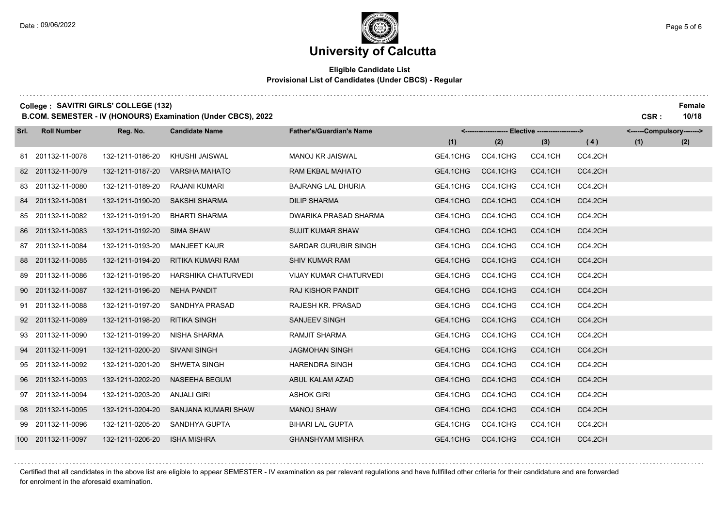# University of Calcutta

**Eligible Candidate List**
**Provisional List of Candidates (Under CBCS) - Regular**

**College : SAVITRI GIRLS' COLLEGE (132)** — Female
**B.COM. SEMESTER - IV (HONOURS) Examination (Under CBCS), 2022** — CSR : 10/18

| Srl. | Roll Number | Reg. No. | Candidate Name | Father's/Guardian's Name | Elective (1) | Elective (2) | Elective (3) | Elective (4) | Compulsory (1) | Compulsory (2) |
|---|---|---|---|---|---|---|---|---|---|---|
| 81 | 201132-11-0078 | 132-1211-0186-20 | KHUSHI JAISWAL | MANOJ KR JAISWAL | GE4.1CHG | CC4.1CHG | CC4.1CH | CC4.2CH | | |
| 82 | 201132-11-0079 | 132-1211-0187-20 | VARSHA MAHATO | RAM EKBAL MAHATO | GE4.1CHG | CC4.1CHG | CC4.1CH | CC4.2CH | | |
| 83 | 201132-11-0080 | 132-1211-0189-20 | RAJANI KUMARI | BAJRANG LAL DHURIA | GE4.1CHG | CC4.1CHG | CC4.1CH | CC4.2CH | | |
| 84 | 201132-11-0081 | 132-1211-0190-20 | SAKSHI SHARMA | DILIP SHARMA | GE4.1CHG | CC4.1CHG | CC4.1CH | CC4.2CH | | |
| 85 | 201132-11-0082 | 132-1211-0191-20 | BHARTI SHARMA | DWARIKA PRASAD SHARMA | GE4.1CHG | CC4.1CHG | CC4.1CH | CC4.2CH | | |
| 86 | 201132-11-0083 | 132-1211-0192-20 | SIMA SHAW | SUJIT KUMAR SHAW | GE4.1CHG | CC4.1CHG | CC4.1CH | CC4.2CH | | |
| 87 | 201132-11-0084 | 132-1211-0193-20 | MANJEET KAUR | SARDAR GURUBIR SINGH | GE4.1CHG | CC4.1CHG | CC4.1CH | CC4.2CH | | |
| 88 | 201132-11-0085 | 132-1211-0194-20 | RITIKA KUMARI RAM | SHIV KUMAR RAM | GE4.1CHG | CC4.1CHG | CC4.1CH | CC4.2CH | | |
| 89 | 201132-11-0086 | 132-1211-0195-20 | HARSHIKA CHATURVEDI | VIJAY KUMAR CHATURVEDI | GE4.1CHG | CC4.1CHG | CC4.1CH | CC4.2CH | | |
| 90 | 201132-11-0087 | 132-1211-0196-20 | NEHA PANDIT | RAJ KISHOR PANDIT | GE4.1CHG | CC4.1CHG | CC4.1CH | CC4.2CH | | |
| 91 | 201132-11-0088 | 132-1211-0197-20 | SANDHYA PRASAD | RAJESH KR. PRASAD | GE4.1CHG | CC4.1CHG | CC4.1CH | CC4.2CH | | |
| 92 | 201132-11-0089 | 132-1211-0198-20 | RITIKA SINGH | SANJEEV SINGH | GE4.1CHG | CC4.1CHG | CC4.1CH | CC4.2CH | | |
| 93 | 201132-11-0090 | 132-1211-0199-20 | NISHA SHARMA | RAMJIT SHARMA | GE4.1CHG | CC4.1CHG | CC4.1CH | CC4.2CH | | |
| 94 | 201132-11-0091 | 132-1211-0200-20 | SIVANI SINGH | JAGMOHAN SINGH | GE4.1CHG | CC4.1CHG | CC4.1CH | CC4.2CH | | |
| 95 | 201132-11-0092 | 132-1211-0201-20 | SHWETA SINGH | HARENDRA SINGH | GE4.1CHG | CC4.1CHG | CC4.1CH | CC4.2CH | | |
| 96 | 201132-11-0093 | 132-1211-0202-20 | NASEEHA BEGUM | ABUL KALAM AZAD | GE4.1CHG | CC4.1CHG | CC4.1CH | CC4.2CH | | |
| 97 | 201132-11-0094 | 132-1211-0203-20 | ANJALI GIRI | ASHOK GIRI | GE4.1CHG | CC4.1CHG | CC4.1CH | CC4.2CH | | |
| 98 | 201132-11-0095 | 132-1211-0204-20 | SANJANA KUMARI SHAW | MANOJ SHAW | GE4.1CHG | CC4.1CHG | CC4.1CH | CC4.2CH | | |
| 99 | 201132-11-0096 | 132-1211-0205-20 | SANDHYA GUPTA | BIHARI LAL GUPTA | GE4.1CHG | CC4.1CHG | CC4.1CH | CC4.2CH | | |
| 100 | 201132-11-0097 | 132-1211-0206-20 | ISHA MISHRA | GHANSHYAM MISHRA | GE4.1CHG | CC4.1CHG | CC4.1CH | CC4.2CH | | |

Certified that all candidates in the above list are eligible to appear SEMESTER - IV examination as per relevant regulations and have fullfilled other criteria for their candidature and are forwarded for enrolment in the aforesaid examination.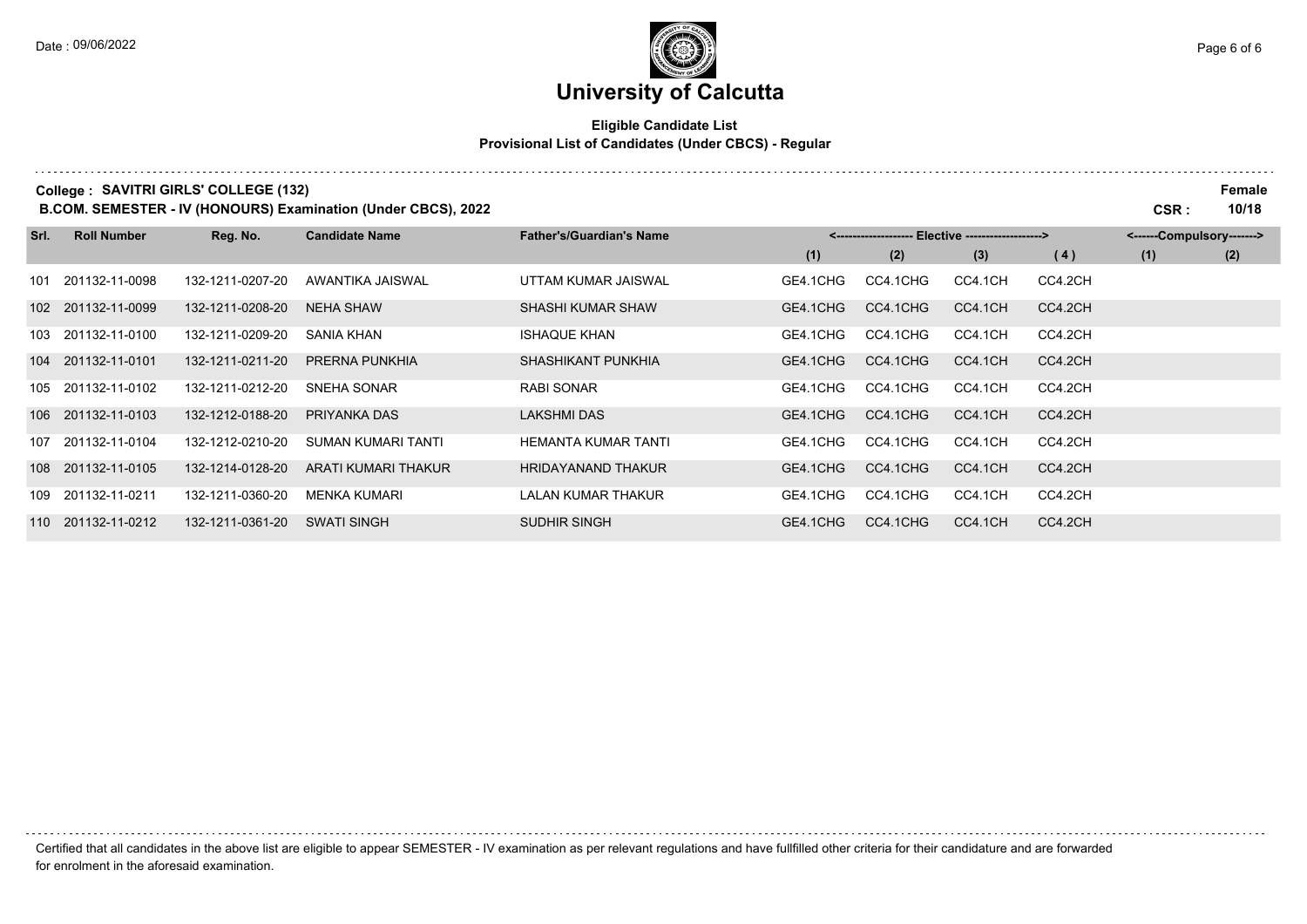# University of Calcutta

**Eligible Candidate List**
**Provisional List of Candidates (Under CBCS) - Regular**

**College : SAVITRI GIRLS' COLLEGE (132)** — Female

**B.COM. SEMESTER - IV (HONOURS) Examination (Under CBCS), 2022** — CSR : 10/18

| Srl. | Roll Number | Reg. No. | Candidate Name | Father's/Guardian's Name | Elective (1) | Elective (2) | Elective (3) | Elective (4) | Compulsory (1) | Compulsory (2) |
|---|---|---|---|---|---|---|---|---|---|---|
| 101 | 201132-11-0098 | 132-1211-0207-20 | AWANTIKA JAISWAL | UTTAM KUMAR JAISWAL | GE4.1CHG | CC4.1CHG | CC4.1CH | CC4.2CH | | |
| 102 | 201132-11-0099 | 132-1211-0208-20 | NEHA SHAW | SHASHI KUMAR SHAW | GE4.1CHG | CC4.1CHG | CC4.1CH | CC4.2CH | | |
| 103 | 201132-11-0100 | 132-1211-0209-20 | SANIA KHAN | ISHAQUE KHAN | GE4.1CHG | CC4.1CHG | CC4.1CH | CC4.2CH | | |
| 104 | 201132-11-0101 | 132-1211-0211-20 | PRERNA PUNKHIA | SHASHIKANT PUNKHIA | GE4.1CHG | CC4.1CHG | CC4.1CH | CC4.2CH | | |
| 105 | 201132-11-0102 | 132-1211-0212-20 | SNEHA SONAR | RABI SONAR | GE4.1CHG | CC4.1CHG | CC4.1CH | CC4.2CH | | |
| 106 | 201132-11-0103 | 132-1212-0188-20 | PRIYANKA DAS | LAKSHMI DAS | GE4.1CHG | CC4.1CHG | CC4.1CH | CC4.2CH | | |
| 107 | 201132-11-0104 | 132-1212-0210-20 | SUMAN KUMARI TANTI | HEMANTA KUMAR TANTI | GE4.1CHG | CC4.1CHG | CC4.1CH | CC4.2CH | | |
| 108 | 201132-11-0105 | 132-1214-0128-20 | ARATI KUMARI THAKUR | HRIDAYANAND THAKUR | GE4.1CHG | CC4.1CHG | CC4.1CH | CC4.2CH | | |
| 109 | 201132-11-0211 | 132-1211-0360-20 | MENKA KUMARI | LALAN KUMAR THAKUR | GE4.1CHG | CC4.1CHG | CC4.1CH | CC4.2CH | | |
| 110 | 201132-11-0212 | 132-1211-0361-20 | SWATI SINGH | SUDHIR SINGH | GE4.1CHG | CC4.1CHG | CC4.1CH | CC4.2CH | | |

Certified that all candidates in the above list are eligible to appear SEMESTER - IV examination as per relevant regulations and have fullfilled other criteria for their candidature and are forwarded for enrolment in the aforesaid examination.